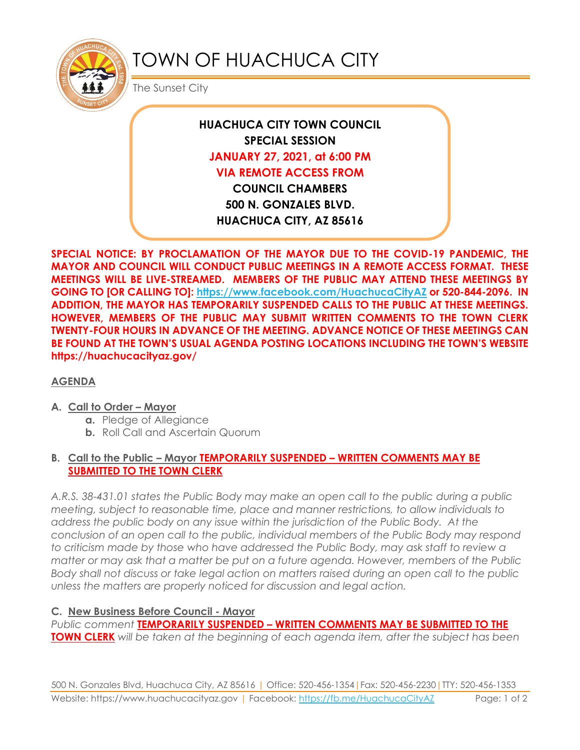# TOWN OF HUACHUCA CITY

The Sunset City

**HUACHUCA CITY TOWN COUNCIL**
**SPECIAL SESSION**
**JANUARY 27, 2021, at 6:00 PM**
**VIA REMOTE ACCESS FROM**
**COUNCIL CHAMBERS**
**500 N. GONZALES BLVD.**
**HUACHUCA CITY, AZ 85616**

**SPECIAL NOTICE: BY PROCLAMATION OF THE MAYOR DUE TO THE COVID-19 PANDEMIC, THE MAYOR AND COUNCIL WILL CONDUCT PUBLIC MEETINGS IN A REMOTE ACCESS FORMAT. THESE MEETINGS WILL BE LIVE-STREAMED. MEMBERS OF THE PUBLIC MAY ATTEND THESE MEETINGS BY GOING TO [OR CALLING TO]: https://www.facebook.com/HuachucaCityAZ or 520-844-2096. IN ADDITION, THE MAYOR HAS TEMPORARILY SUSPENDED CALLS TO THE PUBLIC AT THESE MEETINGS. HOWEVER, MEMBERS OF THE PUBLIC MAY SUBMIT WRITTEN COMMENTS TO THE TOWN CLERK TWENTY-FOUR HOURS IN ADVANCE OF THE MEETING. ADVANCE NOTICE OF THESE MEETINGS CAN BE FOUND AT THE TOWN'S USUAL AGENDA POSTING LOCATIONS INCLUDING THE TOWN'S WEBSITE https://huachucacityaz.gov/**

## AGENDA

**A. Call to Order – Mayor**
- **a.** Pledge of Allegiance
- **b.** Roll Call and Ascertain Quorum

**B. Call to the Public – Mayor TEMPORARILY SUSPENDED – WRITTEN COMMENTS MAY BE SUBMITTED TO THE TOWN CLERK**

*A.R.S. 38-431.01 states the Public Body may make an open call to the public during a public meeting, subject to reasonable time, place and manner restrictions, to allow individuals to address the public body on any issue within the jurisdiction of the Public Body. At the conclusion of an open call to the public, individual members of the Public Body may respond to criticism made by those who have addressed the Public Body, may ask staff to review a matter or may ask that a matter be put on a future agenda. However, members of the Public Body shall not discuss or take legal action on matters raised during an open call to the public unless the matters are properly noticed for discussion and legal action.*

**C. New Business Before Council - Mayor**

*Public comment* **TEMPORARILY SUSPENDED – WRITTEN COMMENTS MAY BE SUBMITTED TO THE TOWN CLERK** *will be taken at the beginning of each agenda item, after the subject has been*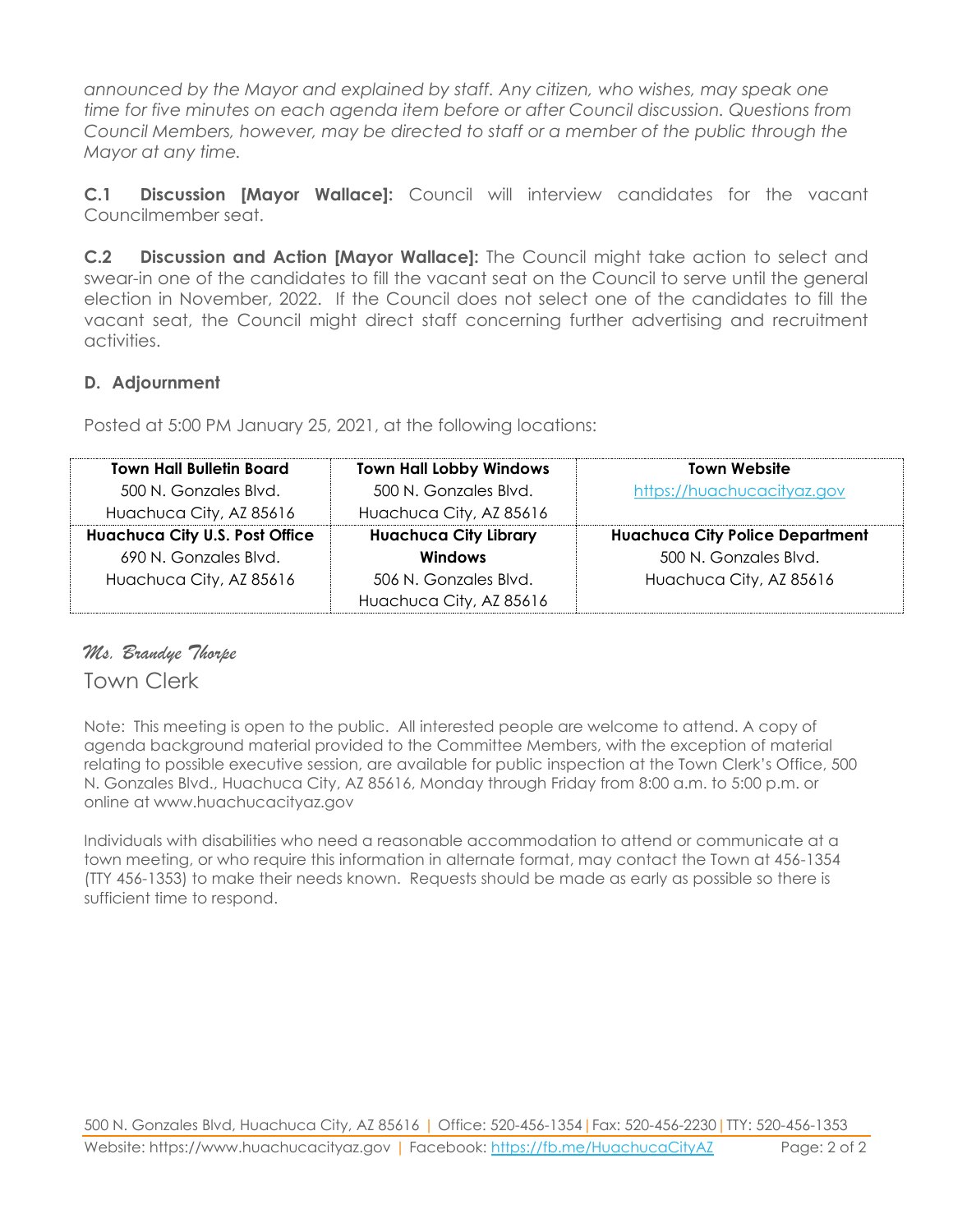*announced by the Mayor and explained by staff. Any citizen, who wishes, may speak one time for five minutes on each agenda item before or after Council discussion. Questions from Council Members, however, may be directed to staff or a member of the public through the Mayor at any time.*

**C.1 Discussion [Mayor Wallace]:** Council will interview candidates for the vacant Councilmember seat.

**C.2 Discussion and Action [Mayor Wallace]:** The Council might take action to select and swear-in one of the candidates to fill the vacant seat on the Council to serve until the general election in November, 2022. If the Council does not select one of the candidates to fill the vacant seat, the Council might direct staff concerning further advertising and recruitment activities.

## D. Adjournment

Posted at 5:00 PM January 25, 2021, at the following locations:

| | | |
|---|---|---|
| **Town Hall Bulletin Board**<br>500 N. Gonzales Blvd.<br>Huachuca City, AZ 85616 | **Town Hall Lobby Windows**<br>500 N. Gonzales Blvd.<br>Huachuca City, AZ 85616 | **Town Website**<br>https://huachucacityaz.gov |
| **Huachuca City U.S. Post Office**<br>690 N. Gonzales Blvd.<br>Huachuca City, AZ 85616 | **Huachuca City Library Windows**<br>506 N. Gonzales Blvd.<br>Huachuca City, AZ 85616 | **Huachuca City Police Department**<br>500 N. Gonzales Blvd.<br>Huachuca City, AZ 85616 |

*Ms. Brandye Thorpe*

Town Clerk

Note: This meeting is open to the public. All interested people are welcome to attend. A copy of agenda background material provided to the Committee Members, with the exception of material relating to possible executive session, are available for public inspection at the Town Clerk's Office, 500 N. Gonzales Blvd., Huachuca City, AZ 85616, Monday through Friday from 8:00 a.m. to 5:00 p.m. or online at www.huachucacityaz.gov

Individuals with disabilities who need a reasonable accommodation to attend or communicate at a town meeting, or who require this information in alternate format, may contact the Town at 456-1354 (TTY 456-1353) to make their needs known. Requests should be made as early as possible so there is sufficient time to respond.